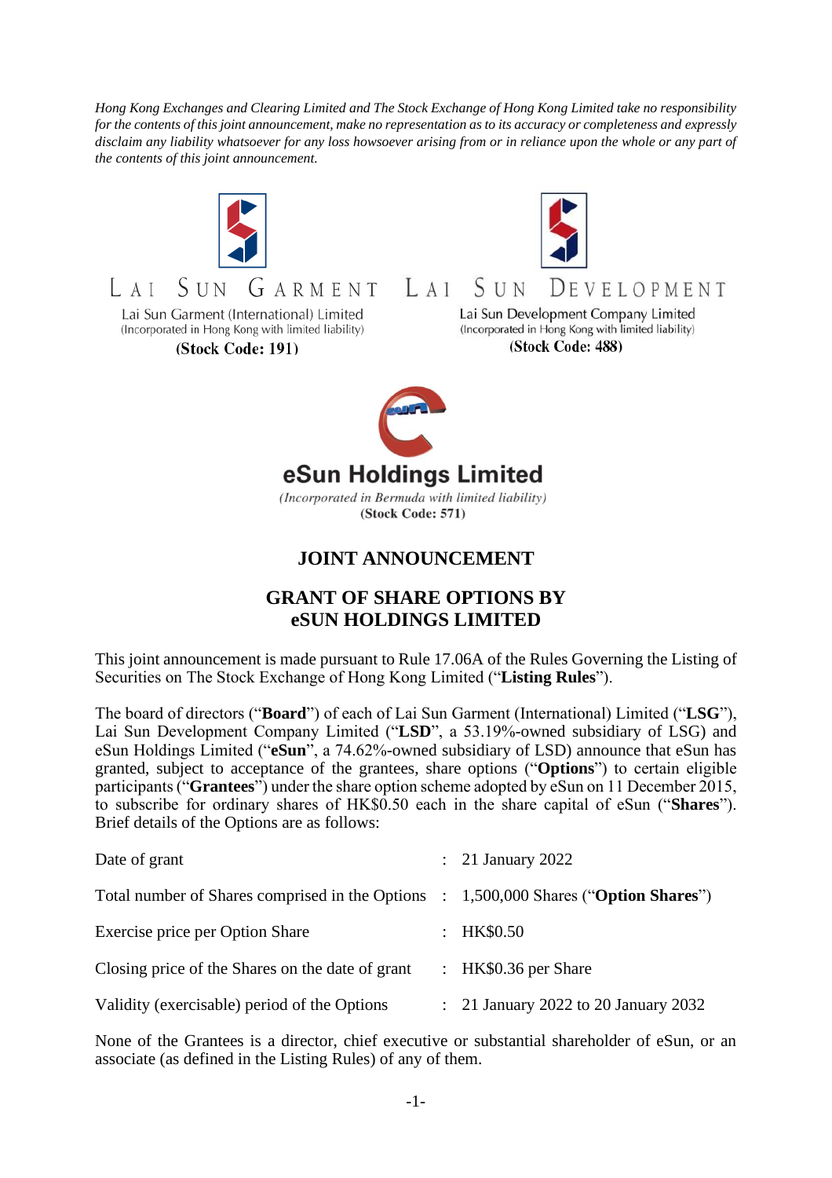*Hong Kong Exchanges and Clearing Limited and The Stock Exchange of Hong Kong Limited take no responsibility for the contents of this joint announcement, make no representation as to its accuracy or completeness and expressly disclaim any liability whatsoever for any loss howsoever arising from or in reliance upon the whole or any part of the contents of this joint announcement.*

LAI SUN GARMENT

Lai Sun Garment (International) Limited
(Incorporated in Hong Kong with limited liability)
**(Stock Code: 191)**

LAI SUN DEVELOPMENT

Lai Sun Development Company Limited
(Incorporated in Hong Kong with limited liability)
**(Stock Code: 488)**

**eSun Holdings Limited**
*(Incorporated in Bermuda with limited liability)*
**(Stock Code: 571)**

# JOINT ANNOUNCEMENT

# GRANT OF SHARE OPTIONS BY eSUN HOLDINGS LIMITED

This joint announcement is made pursuant to Rule 17.06A of the Rules Governing the Listing of Securities on The Stock Exchange of Hong Kong Limited ("**Listing Rules**").

The board of directors ("**Board**") of each of Lai Sun Garment (International) Limited ("**LSG**"), Lai Sun Development Company Limited ("**LSD**", a 53.19%-owned subsidiary of LSG) and eSun Holdings Limited ("**eSun**", a 74.62%-owned subsidiary of LSD) announce that eSun has granted, subject to acceptance of the grantees, share options ("**Options**") to certain eligible participants ("**Grantees**") under the share option scheme adopted by eSun on 11 December 2015, to subscribe for ordinary shares of HK$0.50 each in the share capital of eSun ("**Shares**"). Brief details of the Options are as follows:

| | | |
|---|---|---|
| Date of grant | : | 21 January 2022 |
| Total number of Shares comprised in the Options | : | 1,500,000 Shares ("**Option Shares**") |
| Exercise price per Option Share | : | HK$0.50 |
| Closing price of the Shares on the date of grant | : | HK$0.36 per Share |
| Validity (exercisable) period of the Options | : | 21 January 2022 to 20 January 2032 |

None of the Grantees is a director, chief executive or substantial shareholder of eSun, or an associate (as defined in the Listing Rules) of any of them.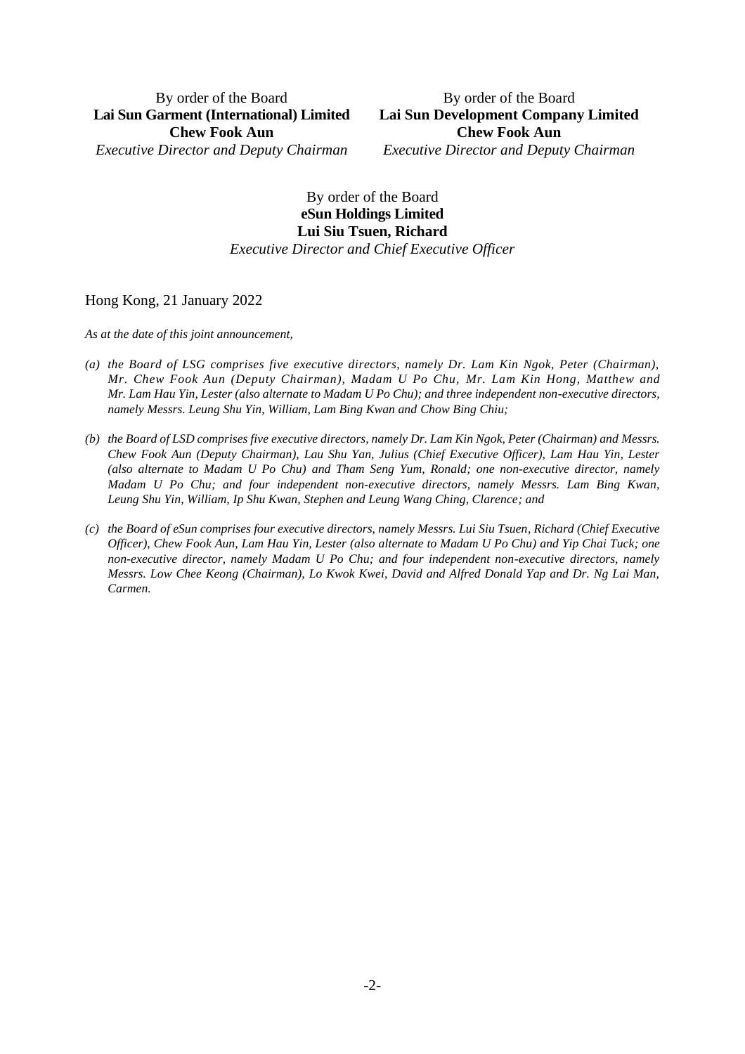By order of the Board
**Lai Sun Garment (International) Limited**
**Chew Fook Aun**
*Executive Director and Deputy Chairman*

By order of the Board
**Lai Sun Development Company Limited**
**Chew Fook Aun**
*Executive Director and Deputy Chairman*

By order of the Board
**eSun Holdings Limited**
**Lui Siu Tsuen, Richard**
*Executive Director and Chief Executive Officer*

Hong Kong, 21 January 2022

*As at the date of this joint announcement,*

*(a) the Board of LSG comprises five executive directors, namely Dr. Lam Kin Ngok, Peter (Chairman), Mr. Chew Fook Aun (Deputy Chairman), Madam U Po Chu, Mr. Lam Kin Hong, Matthew and Mr. Lam Hau Yin, Lester (also alternate to Madam U Po Chu); and three independent non-executive directors, namely Messrs. Leung Shu Yin, William, Lam Bing Kwan and Chow Bing Chiu;*

*(b) the Board of LSD comprises five executive directors, namely Dr. Lam Kin Ngok, Peter (Chairman) and Messrs. Chew Fook Aun (Deputy Chairman), Lau Shu Yan, Julius (Chief Executive Officer), Lam Hau Yin, Lester (also alternate to Madam U Po Chu) and Tham Seng Yum, Ronald; one non-executive director, namely Madam U Po Chu; and four independent non-executive directors, namely Messrs. Lam Bing Kwan, Leung Shu Yin, William, Ip Shu Kwan, Stephen and Leung Wang Ching, Clarence; and*

*(c) the Board of eSun comprises four executive directors, namely Messrs. Lui Siu Tsuen, Richard (Chief Executive Officer), Chew Fook Aun, Lam Hau Yin, Lester (also alternate to Madam U Po Chu) and Yip Chai Tuck; one non-executive director, namely Madam U Po Chu; and four independent non-executive directors, namely Messrs. Low Chee Keong (Chairman), Lo Kwok Kwei, David and Alfred Donald Yap and Dr. Ng Lai Man, Carmen.*